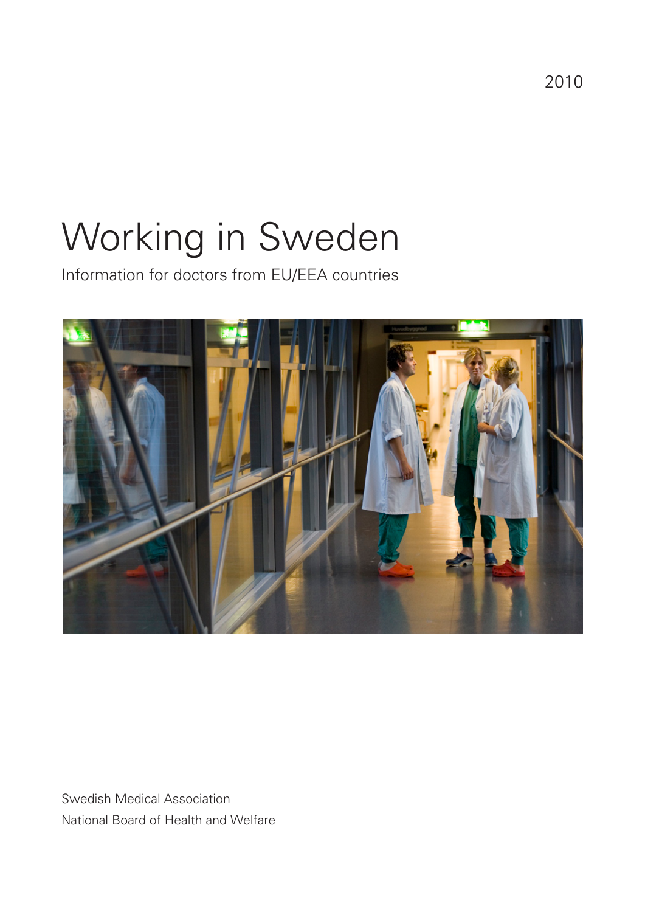2010

# Working in Sweden

Information for doctors from EU/EEA countries

Swedish Medical Association

National Board of Health and Welfare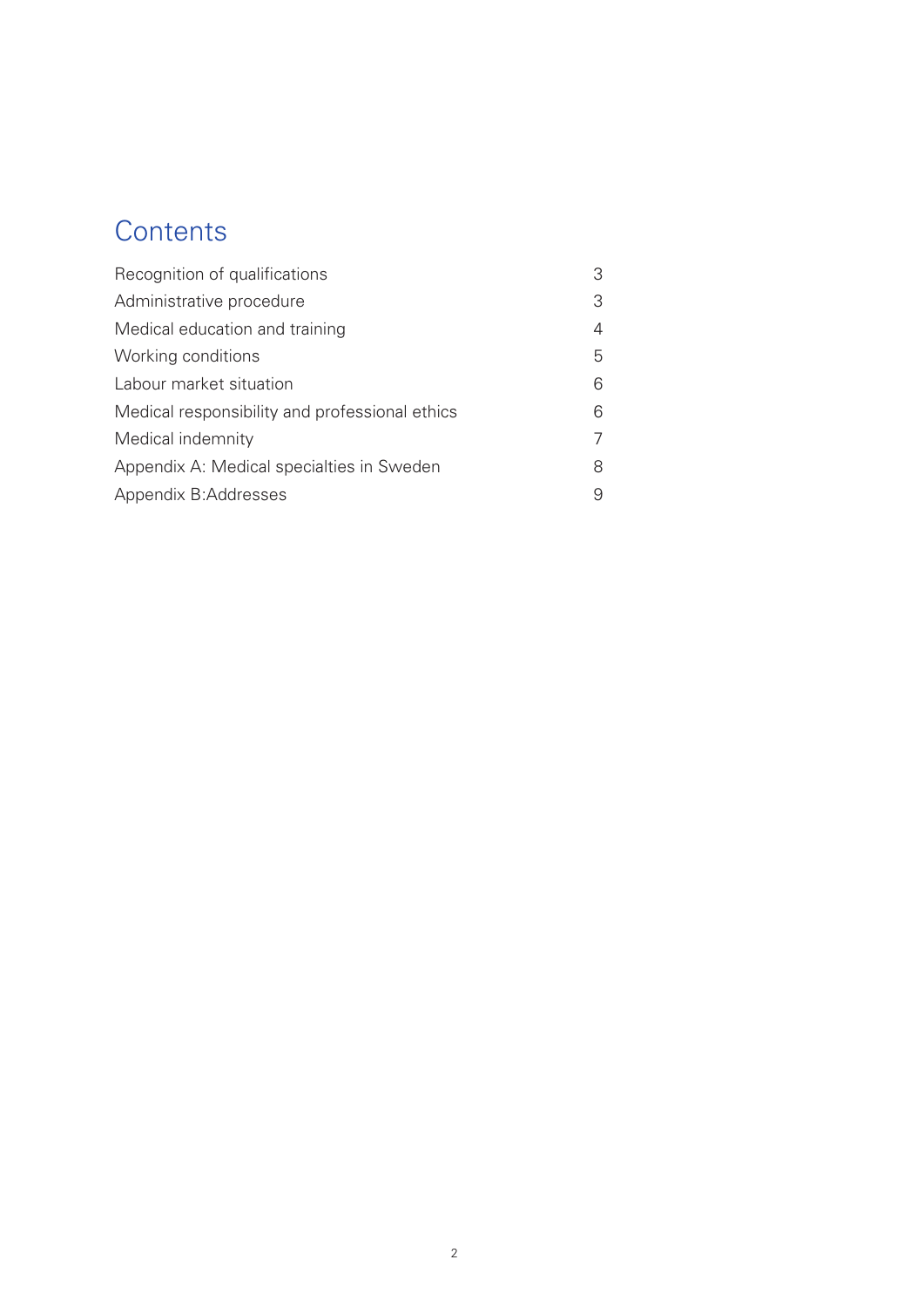# Contents

| | |
|---|---|
| Recognition of qualifications | 3 |
| Administrative procedure | 3 |
| Medical education and training | 4 |
| Working conditions | 5 |
| Labour market situation | 6 |
| Medical responsibility and professional ethics | 6 |
| Medical indemnity | 7 |
| Appendix A: Medical specialties in Sweden | 8 |
| Appendix B:Addresses | 9 |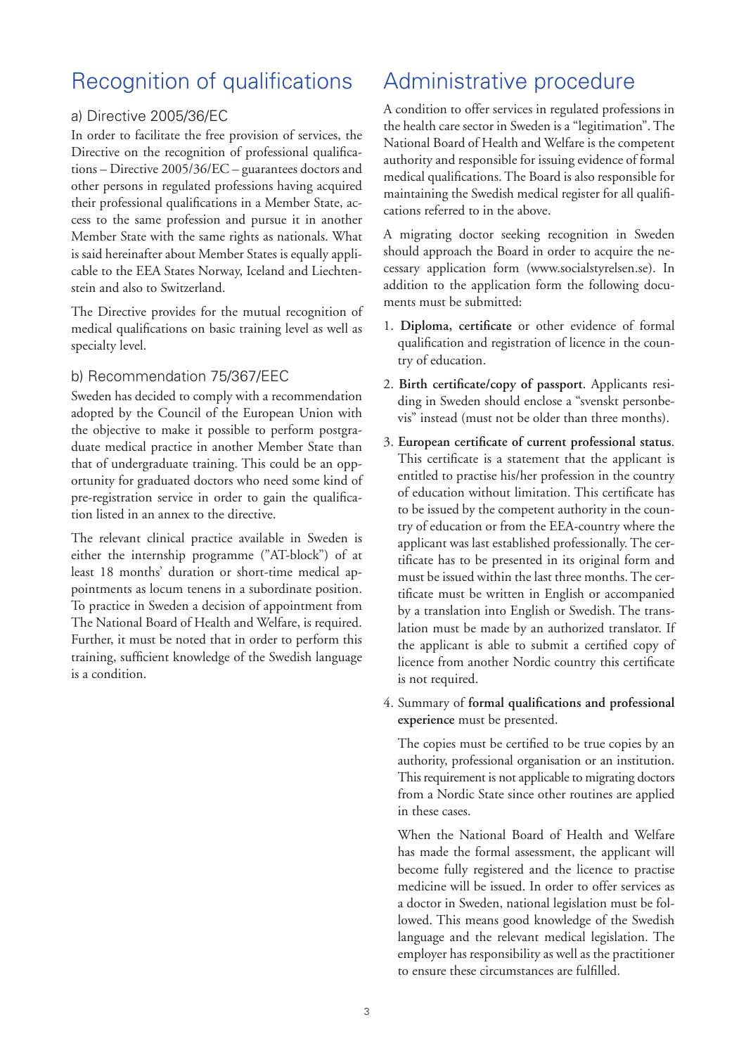## Recognition of qualifications

### a) Directive 2005/36/EC

In order to facilitate the free provision of services, the Directive on the recognition of professional qualifications – Directive 2005/36/EC – guarantees doctors and other persons in regulated professions having acquired their professional qualifications in a Member State, access to the same profession and pursue it in another Member State with the same rights as nationals. What is said hereinafter about Member States is equally applicable to the EEA States Norway, Iceland and Liechtenstein and also to Switzerland.

The Directive provides for the mutual recognition of medical qualifications on basic training level as well as specialty level.

### b) Recommendation 75/367/EEC

Sweden has decided to comply with a recommendation adopted by the Council of the European Union with the objective to make it possible to perform postgraduate medical practice in another Member State than that of undergraduate training. This could be an opportunity for graduated doctors who need some kind of pre-registration service in order to gain the qualification listed in an annex to the directive.

The relevant clinical practice available in Sweden is either the internship programme ("AT-block") of at least 18 months' duration or short-time medical appointments as locum tenens in a subordinate position. To practice in Sweden a decision of appointment from The National Board of Health and Welfare, is required. Further, it must be noted that in order to perform this training, sufficient knowledge of the Swedish language is a condition.

## Administrative procedure

A condition to offer services in regulated professions in the health care sector in Sweden is a "legitimation". The National Board of Health and Welfare is the competent authority and responsible for issuing evidence of formal medical qualifications. The Board is also responsible for maintaining the Swedish medical register for all qualifications referred to in the above.

A migrating doctor seeking recognition in Sweden should approach the Board in order to acquire the necessary application form (www.socialstyrelsen.se). In addition to the application form the following documents must be submitted:

1. **Diploma, certificate** or other evidence of formal qualification and registration of licence in the country of education.
2. **Birth certificate/copy of passport**. Applicants residing in Sweden should enclose a "svenskt personbevis" instead (must not be older than three months).
3. **European certificate of current professional status**. This certificate is a statement that the applicant is entitled to practise his/her profession in the country of education without limitation. This certificate has to be issued by the competent authority in the country of education or from the EEA-country where the applicant was last established professionally. The certificate has to be presented in its original form and must be issued within the last three months. The certificate must be written in English or accompanied by a translation into English or Swedish. The translation must be made by an authorized translator. If the applicant is able to submit a certified copy of licence from another Nordic country this certificate is not required.
4. Summary of **formal qualifications and professional experience** must be presented.

   The copies must be certified to be true copies by an authority, professional organisation or an institution. This requirement is not applicable to migrating doctors from a Nordic State since other routines are applied in these cases.

   When the National Board of Health and Welfare has made the formal assessment, the applicant will become fully registered and the licence to practise medicine will be issued. In order to offer services as a doctor in Sweden, national legislation must be followed. This means good knowledge of the Swedish language and the relevant medical legislation. The employer has responsibility as well as the practitioner to ensure these circumstances are fulfilled.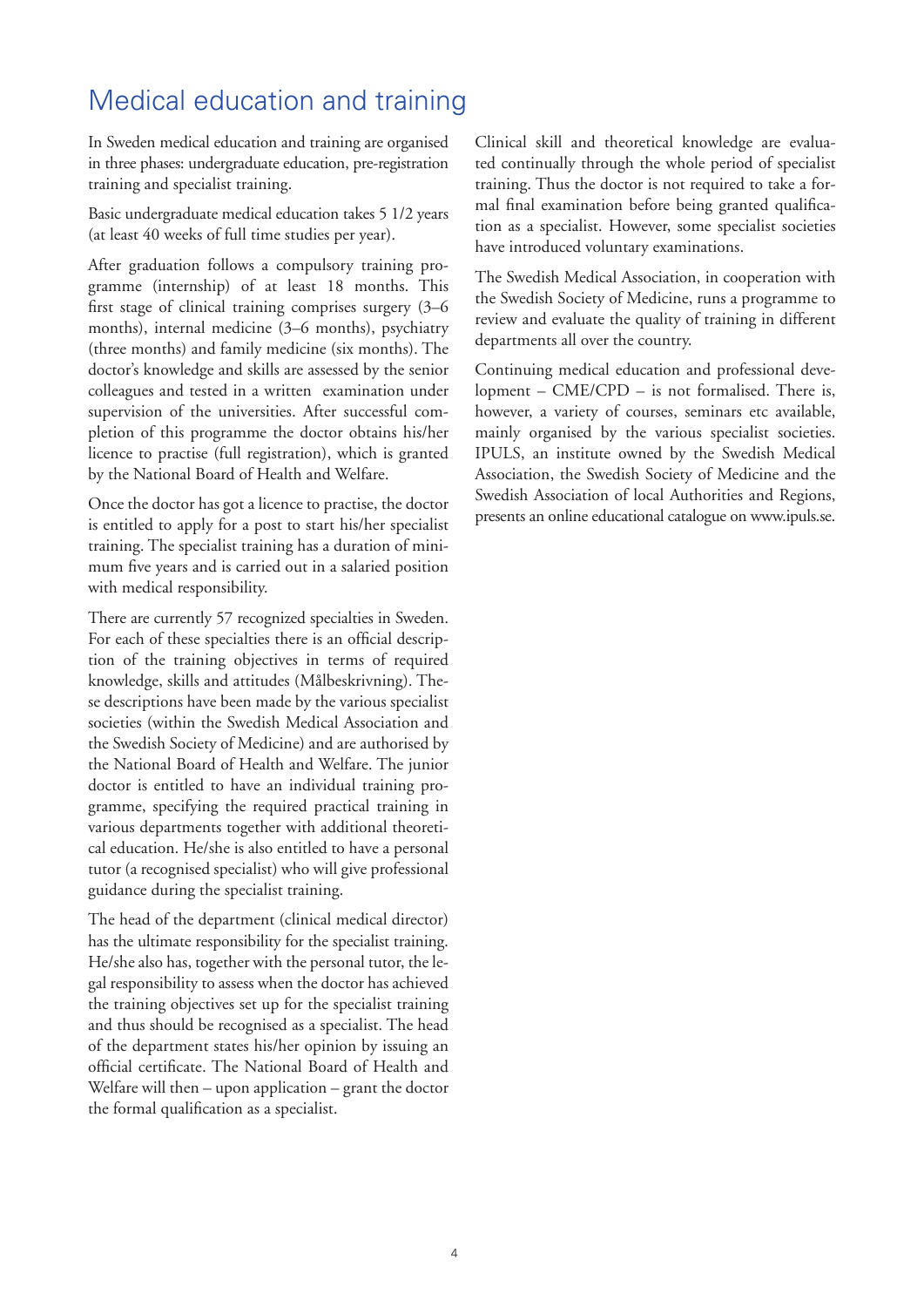# Medical education and training

In Sweden medical education and training are organised in three phases: undergraduate education, pre-registration training and specialist training.

Basic undergraduate medical education takes 5 1/2 years (at least 40 weeks of full time studies per year).

After graduation follows a compulsory training programme (internship) of at least 18 months. This first stage of clinical training comprises surgery (3–6 months), internal medicine (3–6 months), psychiatry (three months) and family medicine (six months). The doctor's knowledge and skills are assessed by the senior colleagues and tested in a written examination under supervision of the universities. After successful completion of this programme the doctor obtains his/her licence to practise (full registration), which is granted by the National Board of Health and Welfare.

Once the doctor has got a licence to practise, the doctor is entitled to apply for a post to start his/her specialist training. The specialist training has a duration of minimum five years and is carried out in a salaried position with medical responsibility.

There are currently 57 recognized specialties in Sweden. For each of these specialties there is an official description of the training objectives in terms of required knowledge, skills and attitudes (Målbeskrivning). These descriptions have been made by the various specialist societies (within the Swedish Medical Association and the Swedish Society of Medicine) and are authorised by the National Board of Health and Welfare. The junior doctor is entitled to have an individual training programme, specifying the required practical training in various departments together with additional theoretical education. He/she is also entitled to have a personal tutor (a recognised specialist) who will give professional guidance during the specialist training.

The head of the department (clinical medical director) has the ultimate responsibility for the specialist training. He/she also has, together with the personal tutor, the legal responsibility to assess when the doctor has achieved the training objectives set up for the specialist training and thus should be recognised as a specialist. The head of the department states his/her opinion by issuing an official certificate. The National Board of Health and Welfare will then – upon application – grant the doctor the formal qualification as a specialist.

Clinical skill and theoretical knowledge are evaluated continually through the whole period of specialist training. Thus the doctor is not required to take a formal final examination before being granted qualification as a specialist. However, some specialist societies have introduced voluntary examinations.

The Swedish Medical Association, in cooperation with the Swedish Society of Medicine, runs a programme to review and evaluate the quality of training in different departments all over the country.

Continuing medical education and professional development – CME/CPD – is not formalised. There is, however, a variety of courses, seminars etc available, mainly organised by the various specialist societies. IPULS, an institute owned by the Swedish Medical Association, the Swedish Society of Medicine and the Swedish Association of local Authorities and Regions, presents an online educational catalogue on www.ipuls.se.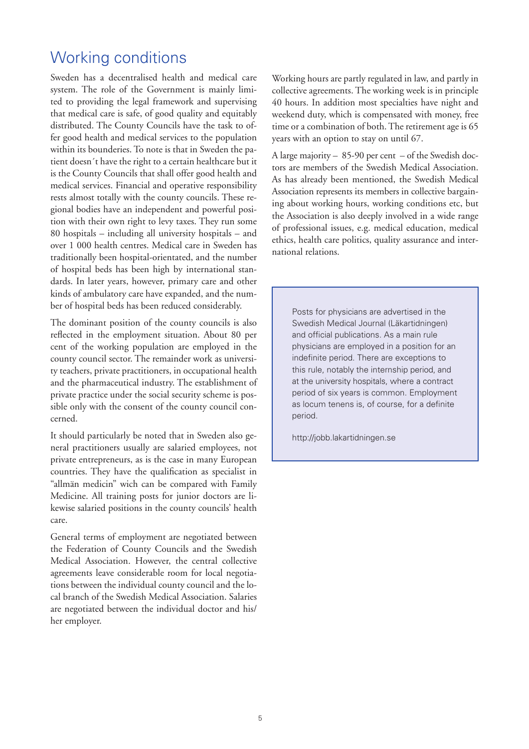## Working conditions

Sweden has a decentralised health and medical care system. The role of the Government is mainly limited to providing the legal framework and supervising that medical care is safe, of good quality and equitably distributed. The County Councils have the task to offer good health and medical services to the population within its bounderies. To note is that in Sweden the patient doesn´t have the right to a certain healthcare but it is the County Councils that shall offer good health and medical services. Financial and operative responsibility rests almost totally with the county councils. These regional bodies have an independent and powerful position with their own right to levy taxes. They run some 80 hospitals – including all university hospitals – and over 1 000 health centres. Medical care in Sweden has traditionally been hospital-orientated, and the number of hospital beds has been high by international standards. In later years, however, primary care and other kinds of ambulatory care have expanded, and the number of hospital beds has been reduced considerably.

The dominant position of the county councils is also reflected in the employment situation. About 80 per cent of the working population are employed in the county council sector. The remainder work as university teachers, private practitioners, in occupational health and the pharmaceutical industry. The establishment of private practice under the social security scheme is possible only with the consent of the county council concerned.

It should particularly be noted that in Sweden also general practitioners usually are salaried employees, not private entrepreneurs, as is the case in many European countries. They have the qualification as specialist in "allmän medicin" wich can be compared with Family Medicine. All training posts for junior doctors are likewise salaried positions in the county councils' health care.

General terms of employment are negotiated between the Federation of County Councils and the Swedish Medical Association. However, the central collective agreements leave considerable room for local negotiations between the individual county council and the local branch of the Swedish Medical Association. Salaries are negotiated between the individual doctor and his/her employer.

Working hours are partly regulated in law, and partly in collective agreements. The working week is in principle 40 hours. In addition most specialties have night and weekend duty, which is compensated with money, free time or a combination of both. The retirement age is 65 years with an option to stay on until 67.

A large majority – 85-90 per cent – of the Swedish doctors are members of the Swedish Medical Association. As has already been mentioned, the Swedish Medical Association represents its members in collective bargaining about working hours, working conditions etc, but the Association is also deeply involved in a wide range of professional issues, e.g. medical education, medical ethics, health care politics, quality assurance and international relations.

> Posts for physicians are advertised in the Swedish Medical Journal (Läkartidningen) and official publications. As a main rule physicians are employed in a position for an indefinite period. There are exceptions to this rule, notably the internship period, and at the university hospitals, where a contract period of six years is common. Employment as locum tenens is, of course, for a definite period.
>
> http://jobb.lakartidningen.se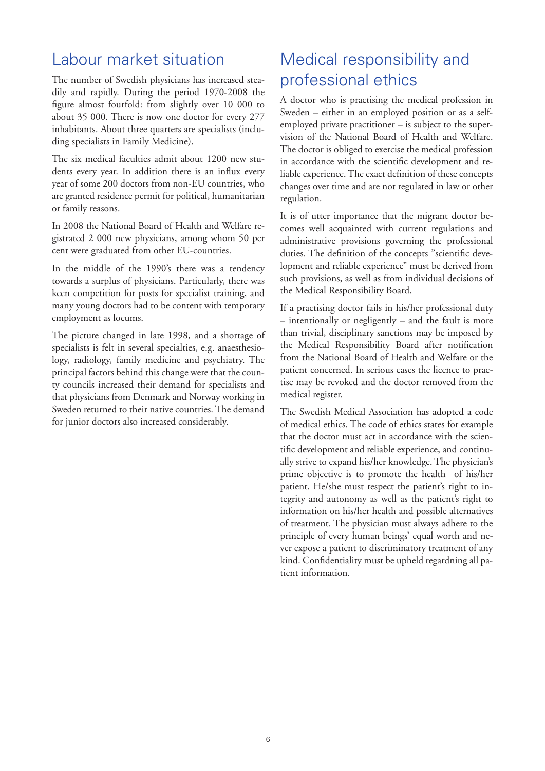## Labour market situation

The number of Swedish physicians has increased steadily and rapidly. During the period 1970-2008 the figure almost fourfold: from slightly over 10 000 to about 35 000. There is now one doctor for every 277 inhabitants. About three quarters are specialists (including specialists in Family Medicine).

The six medical faculties admit about 1200 new students every year. In addition there is an influx every year of some 200 doctors from non-EU countries, who are granted residence permit for political, humanitarian or family reasons.

In 2008 the National Board of Health and Welfare registrated 2 000 new physicians, among whom 50 per cent were graduated from other EU-countries.

In the middle of the 1990's there was a tendency towards a surplus of physicians. Particularly, there was keen competition for posts for specialist training, and many young doctors had to be content with temporary employment as locums.

The picture changed in late 1998, and a shortage of specialists is felt in several specialties, e.g. anaesthesiology, radiology, family medicine and psychiatry. The principal factors behind this change were that the county councils increased their demand for specialists and that physicians from Denmark and Norway working in Sweden returned to their native countries. The demand for junior doctors also increased considerably.

## Medical responsibility and professional ethics

A doctor who is practising the medical profession in Sweden – either in an employed position or as a self-employed private practitioner – is subject to the supervision of the National Board of Health and Welfare. The doctor is obliged to exercise the medical profession in accordance with the scientific development and reliable experience. The exact definition of these concepts changes over time and are not regulated in law or other regulation.

It is of utter importance that the migrant doctor becomes well acquainted with current regulations and administrative provisions governing the professional duties. The definition of the concepts "scientific development and reliable experience" must be derived from such provisions, as well as from individual decisions of the Medical Responsibility Board.

If a practising doctor fails in his/her professional duty – intentionally or negligently – and the fault is more than trivial, disciplinary sanctions may be imposed by the Medical Responsibility Board after notification from the National Board of Health and Welfare or the patient concerned. In serious cases the licence to practise may be revoked and the doctor removed from the medical register.

The Swedish Medical Association has adopted a code of medical ethics. The code of ethics states for example that the doctor must act in accordance with the scientific development and reliable experience, and continually strive to expand his/her knowledge. The physician's prime objective is to promote the health of his/her patient. He/she must respect the patient's right to integrity and autonomy as well as the patient's right to information on his/her health and possible alternatives of treatment. The physician must always adhere to the principle of every human beings' equal worth and never expose a patient to discriminatory treatment of any kind. Confidentiality must be upheld regardning all patient information.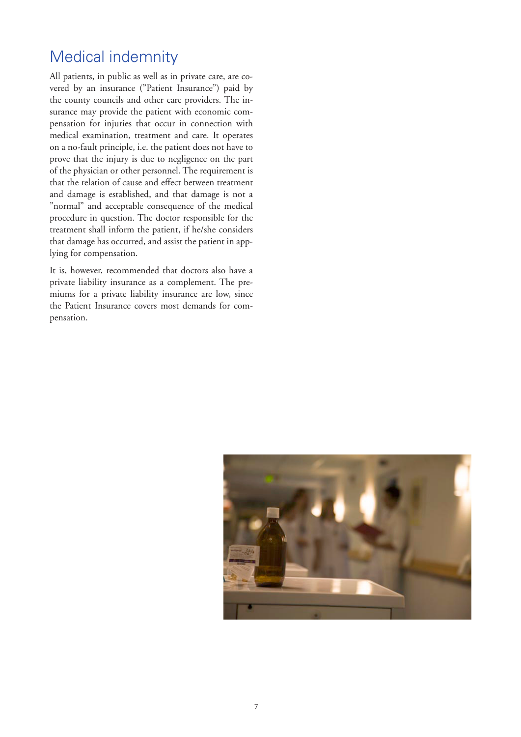# Medical indemnity

All patients, in public as well as in private care, are covered by an insurance (”Patient Insurance”) paid by the county councils and other care providers. The insurance may provide the patient with economic compensation for injuries that occur in connection with medical examination, treatment and care. It operates on a no-fault principle, i.e. the patient does not have to prove that the injury is due to negligence on the part of the physician or other personnel. The requirement is that the relation of cause and effect between treatment and damage is established, and that damage is not a ”normal” and acceptable consequence of the medical procedure in question. The doctor responsible for the treatment shall inform the patient, if he/she considers that damage has occurred, and assist the patient in applying for compensation.

It is, however, recommended that doctors also have a private liability insurance as a complement. The premiums for a private liability insurance are low, since the Patient Insurance covers most demands for compensation.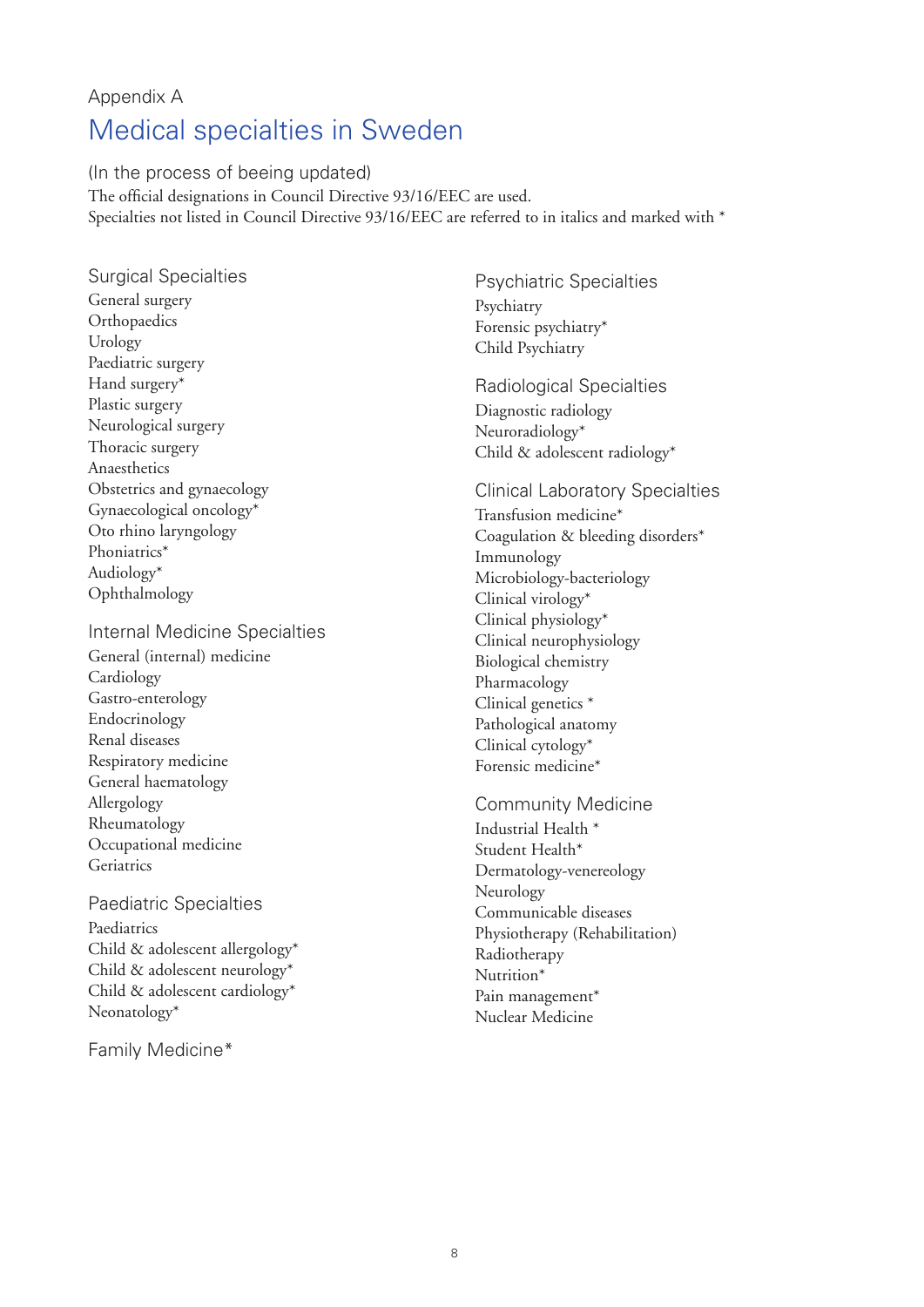Appendix A

# Medical specialties in Sweden

(In the process of beeing updated)

The official designations in Council Directive 93/16/EEC are used.
Specialties not listed in Council Directive 93/16/EEC are referred to in italics and marked with *

## Surgical Specialties

General surgery
Orthopaedics
Urology
Paediatric surgery
Hand surgery*
Plastic surgery
Neurological surgery
Thoracic surgery
Anaesthetics
Obstetrics and gynaecology
Gynaecological oncology*
Oto rhino laryngology
Phoniatrics*
Audiology*
Ophthalmology

## Internal Medicine Specialties

General (internal) medicine
Cardiology
Gastro-enterology
Endocrinology
Renal diseases
Respiratory medicine
General haematology
Allergology
Rheumatology
Occupational medicine
Geriatrics

## Paediatric Specialties

Paediatrics
Child & adolescent allergology*
Child & adolescent neurology*
Child & adolescent cardiology*
Neonatology*

## Family Medicine*

## Psychiatric Specialties

Psychiatry
Forensic psychiatry*
Child Psychiatry

## Radiological Specialties

Diagnostic radiology
Neuroradiology*
Child & adolescent radiology*

## Clinical Laboratory Specialties

Transfusion medicine*
Coagulation & bleeding disorders*
Immunology
Microbiology-bacteriology
Clinical virology*
Clinical physiology*
Clinical neurophysiology
Biological chemistry
Pharmacology
Clinical genetics *
Pathological anatomy
Clinical cytology*
Forensic medicine*

## Community Medicine

Industrial Health *
Student Health*
Dermatology-venereology
Neurology
Communicable diseases
Physiotherapy (Rehabilitation)
Radiotherapy
Nutrition*
Pain management*
Nuclear Medicine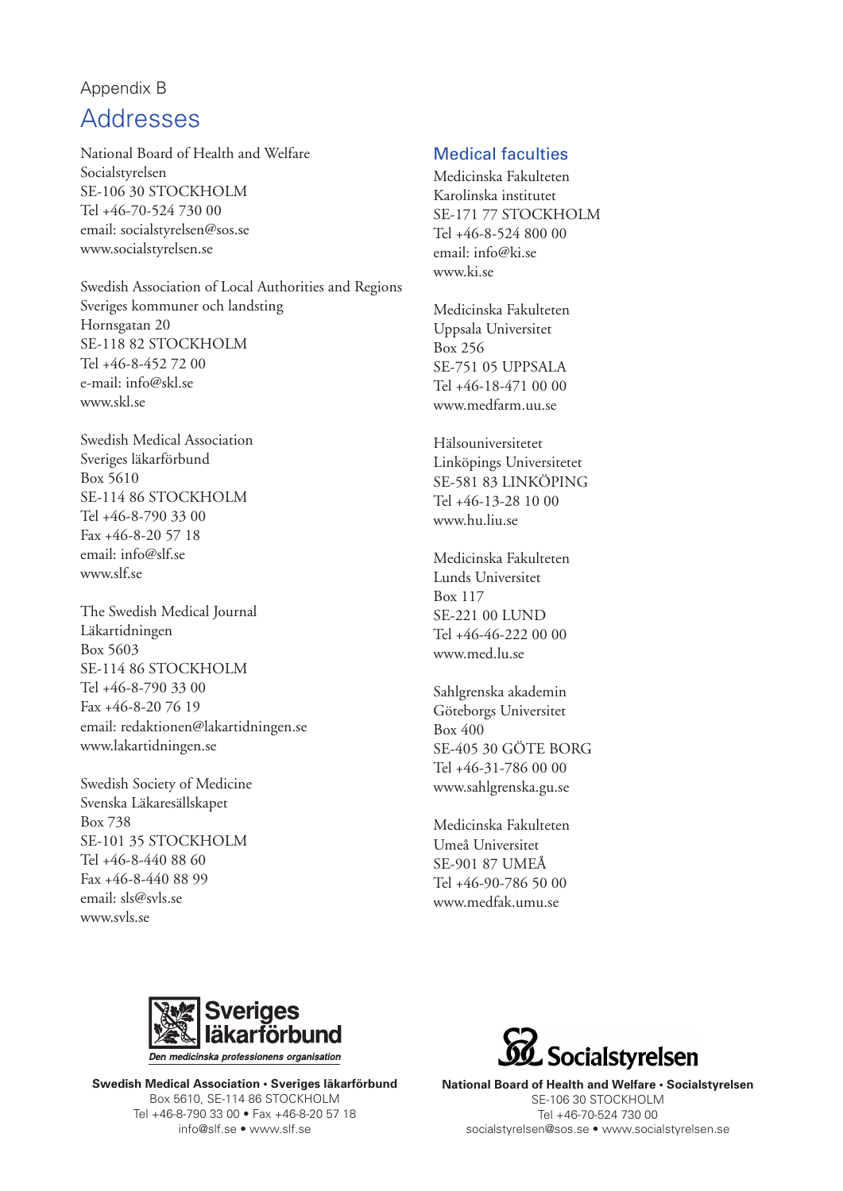Appendix B

# Addresses

National Board of Health and Welfare
Socialstyrelsen
SE-106 30 STOCKHOLM
Tel +46-70-524 730 00
email: socialstyrelsen@sos.se
www.socialstyrelsen.se

Swedish Association of Local Authorities and Regions
Sveriges kommuner och landsting
Hornsgatan 20
SE-118 82 STOCKHOLM
Tel +46-8-452 72 00
e-mail: info@skl.se
www.skl.se

Swedish Medical Association
Sveriges läkarförbund
Box 5610
SE-114 86 STOCKHOLM
Tel +46-8-790 33 00
Fax +46-8-20 57 18
email: info@slf.se
www.slf.se

The Swedish Medical Journal
Läkartidningen
Box 5603
SE-114 86 STOCKHOLM
Tel +46-8-790 33 00
Fax +46-8-20 76 19
email: redaktionen@lakartidningen.se
www.lakartidningen.se

Swedish Society of Medicine
Svenska Läkaresällskapet
Box 738
SE-101 35 STOCKHOLM
Tel +46-8-440 88 60
Fax +46-8-440 88 99
email: sls@svls.se
www.svls.se

## Medical faculties

Medicinska Fakulteten
Karolinska institutet
SE-171 77 STOCKHOLM
Tel +46-8-524 800 00
email: info@ki.se
www.ki.se

Medicinska Fakulteten
Uppsala Universitet
Box 256
SE-751 05 UPPSALA
Tel +46-18-471 00 00
www.medfarm.uu.se

Hälsouniversitetet
Linköpings Universitetet
SE-581 83 LINKÖPING
Tel +46-13-28 10 00
www.hu.liu.se

Medicinska Fakulteten
Lunds Universitet
Box 117
SE-221 00 LUND
Tel +46-46-222 00 00
www.med.lu.se

Sahlgrenska akademin
Göteborgs Universitet
Box 400
SE-405 30 GÖTE BORG
Tel +46-31-786 00 00
www.sahlgrenska.gu.se

Medicinska Fakulteten
Umeå Universitet
SE-901 87 UMEÅ
Tel +46-90-786 50 00
www.medfak.umu.se

Sveriges läkarförbund
*Den medicinska professionens organisation*

**Swedish Medical Association • Sveriges läkarförbund**
Box 5610, SE-114 86 STOCKHOLM
Tel +46-8-790 33 00 • Fax +46-8-20 57 18
info@slf.se • www.slf.se

Socialstyrelsen

**National Board of Health and Welfare • Socialstyrelsen**
SE-106 30 STOCKHOLM
Tel +46-70-524 730 00
socialstyrelsen@sos.se • www.socialstyrelsen.se